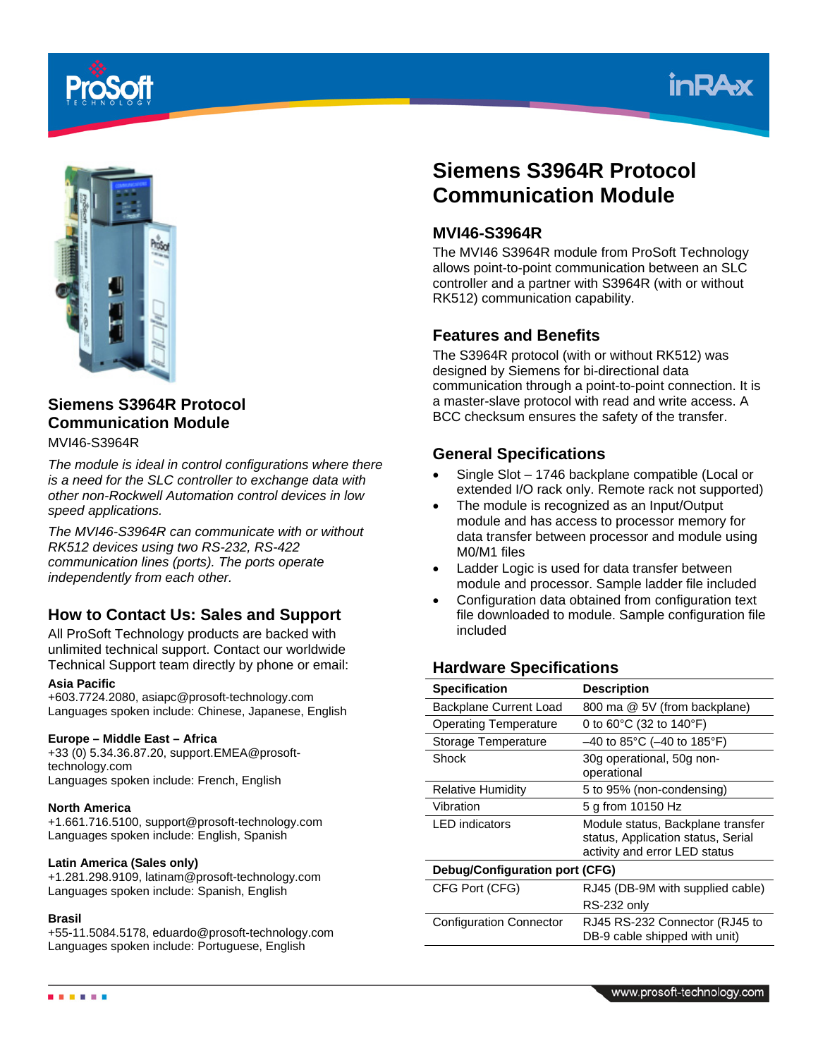# Siemens S3964R Protocol Communication Module

MVI46-S3964R

*The module is ideal in control configurations where there is a need for the SLC controller to exchange data with other non-Rockwell Automation control devices in low speed applications.*

*The MVI46-S3964R can communicate with or without RK512 devices using two RS-232, RS-422 communication lines (ports). The ports operate independently from each other.*

## How to Contact Us: Sales and Support

All ProSoft Technology products are backed with unlimited technical support. Contact our worldwide Technical Support team directly by phone or email:

**Asia Pacific**
+603.7724.2080, asiapc@prosoft-technology.com
Languages spoken include: Chinese, Japanese, English

**Europe – Middle East – Africa**
+33 (0) 5.34.36.87.20, support.EMEA@prosoft-technology.com
Languages spoken include: French, English

**North America**
+1.661.716.5100, support@prosoft-technology.com
Languages spoken include: English, Spanish

**Latin America (Sales only)**
+1.281.298.9109, latinam@prosoft-technology.com
Languages spoken include: Spanish, English

**Brasil**
+55-11.5084.5178, eduardo@prosoft-technology.com
Languages spoken include: Portuguese, English

# Siemens S3964R Protocol Communication Module

## MVI46-S3964R

The MVI46 S3964R module from ProSoft Technology allows point-to-point communication between an SLC controller and a partner with S3964R (with or without RK512) communication capability.

## Features and Benefits

The S3964R protocol (with or without RK512) was designed by Siemens for bi-directional data communication through a point-to-point connection. It is a master-slave protocol with read and write access. A BCC checksum ensures the safety of the transfer.

## General Specifications

- Single Slot – 1746 backplane compatible (Local or extended I/O rack only. Remote rack not supported)
- The module is recognized as an Input/Output module and has access to processor memory for data transfer between processor and module using M0/M1 files
- Ladder Logic is used for data transfer between module and processor. Sample ladder file included
- Configuration data obtained from configuration text file downloaded to module. Sample configuration file included

## Hardware Specifications

| Specification | Description |
|---|---|
| Backplane Current Load | 800 ma @ 5V (from backplane) |
| Operating Temperature | 0 to 60°C (32 to 140°F) |
| Storage Temperature | –40 to 85°C (–40 to 185°F) |
| Shock | 30g operational, 50g non-operational |
| Relative Humidity | 5 to 95% (non-condensing) |
| Vibration | 5 g from 10150 Hz |
| LED indicators | Module status, Backplane transfer status, Application status, Serial activity and error LED status |
| **Debug/Configuration port (CFG)** | |
| CFG Port (CFG) | RJ45 (DB-9M with supplied cable) RS-232 only |
| Configuration Connector | RJ45 RS-232 Connector (RJ45 to DB-9 cable shipped with unit) |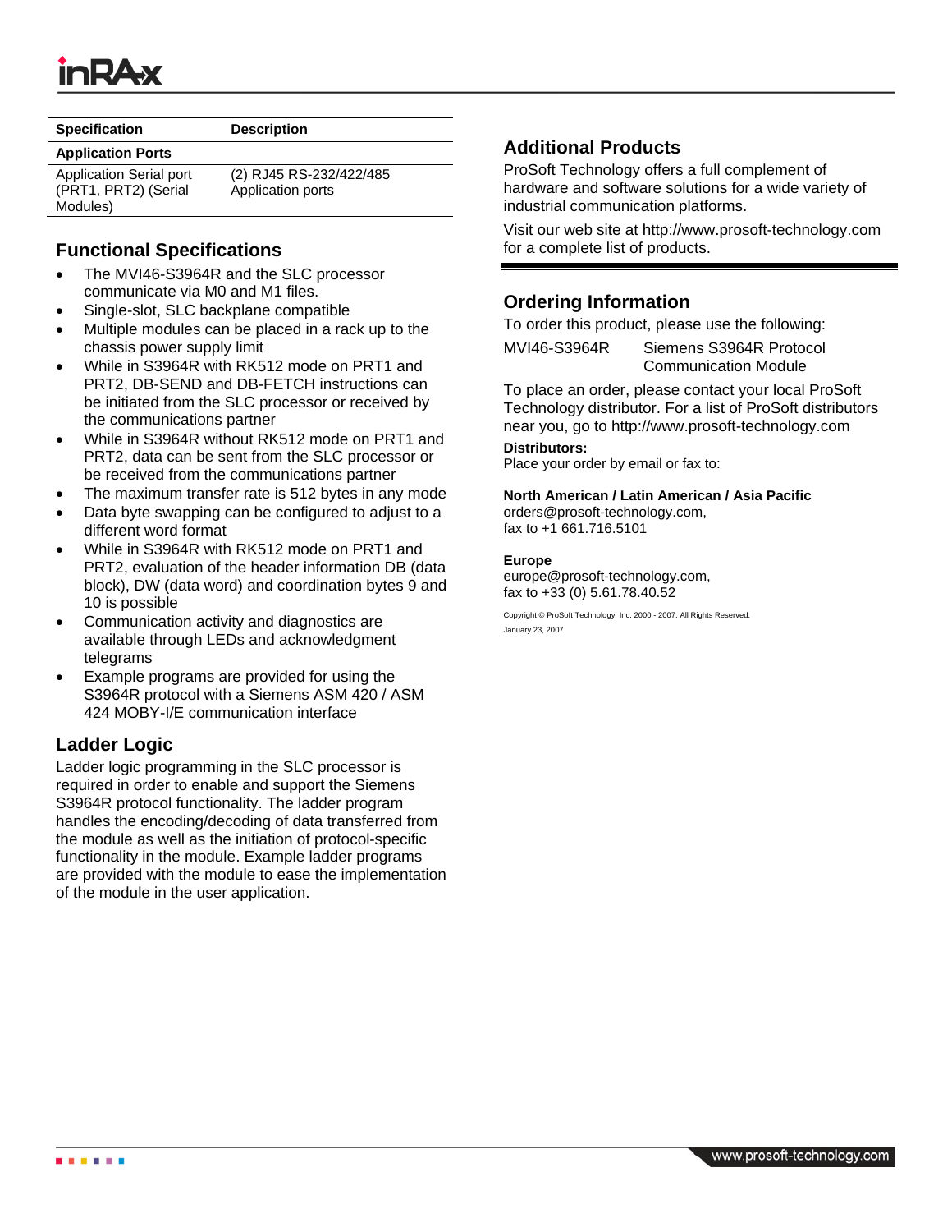| Specification | Description |
|---|---|
| **Application Ports** | |
| Application Serial port (PRT1, PRT2) (Serial Modules) | (2) RJ45 RS-232/422/485 Application ports |

## Functional Specifications

- The MVI46-S3964R and the SLC processor communicate via M0 and M1 files.
- Single-slot, SLC backplane compatible
- Multiple modules can be placed in a rack up to the chassis power supply limit
- While in S3964R with RK512 mode on PRT1 and PRT2, DB-SEND and DB-FETCH instructions can be initiated from the SLC processor or received by the communications partner
- While in S3964R without RK512 mode on PRT1 and PRT2, data can be sent from the SLC processor or be received from the communications partner
- The maximum transfer rate is 512 bytes in any mode
- Data byte swapping can be configured to adjust to a different word format
- While in S3964R with RK512 mode on PRT1 and PRT2, evaluation of the header information DB (data block), DW (data word) and coordination bytes 9 and 10 is possible
- Communication activity and diagnostics are available through LEDs and acknowledgment telegrams
- Example programs are provided for using the S3964R protocol with a Siemens ASM 420 / ASM 424 MOBY-I/E communication interface

## Ladder Logic

Ladder logic programming in the SLC processor is required in order to enable and support the Siemens S3964R protocol functionality. The ladder program handles the encoding/decoding of data transferred from the module as well as the initiation of protocol-specific functionality in the module. Example ladder programs are provided with the module to ease the implementation of the module in the user application.

## Additional Products

ProSoft Technology offers a full complement of hardware and software solutions for a wide variety of industrial communication platforms.

Visit our web site at http://www.prosoft-technology.com for a complete list of products.

## Ordering Information

To order this product, please use the following:

MVI46-S3964R Siemens S3964R Protocol Communication Module

To place an order, please contact your local ProSoft Technology distributor. For a list of ProSoft distributors near you, go to http://www.prosoft-technology.com

**Distributors:**
Place your order by email or fax to:

**North American / Latin American / Asia Pacific**
orders@prosoft-technology.com,
fax to +1 661.716.5101

**Europe**
europe@prosoft-technology.com,
fax to +33 (0) 5.61.78.40.52

Copyright © ProSoft Technology, Inc. 2000 - 2007. All Rights Reserved.
January 23, 2007